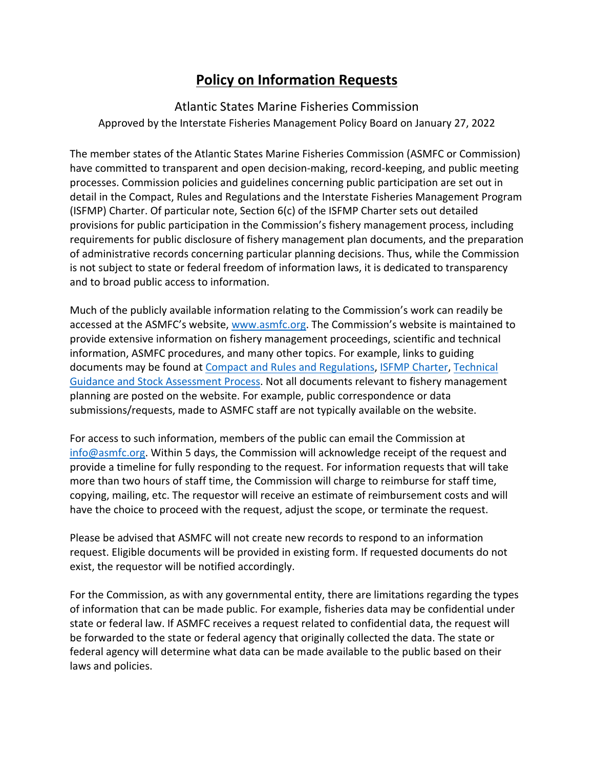# Policy on Information Requests

Atlantic States Marine Fisheries Commission

Approved by the Interstate Fisheries Management Policy Board on January 27, 2022

The member states of the Atlantic States Marine Fisheries Commission (ASMFC or Commission) have committed to transparent and open decision-making, record-keeping, and public meeting processes. Commission policies and guidelines concerning public participation are set out in detail in the Compact, Rules and Regulations and the Interstate Fisheries Management Program (ISFMP) Charter. Of particular note, Section 6(c) of the ISFMP Charter sets out detailed provisions for public participation in the Commission's fishery management process, including requirements for public disclosure of fishery management plan documents, and the preparation of administrative records concerning particular planning decisions. Thus, while the Commission is not subject to state or federal freedom of information laws, it is dedicated to transparency and to broad public access to information.

Much of the publicly available information relating to the Commission's work can readily be accessed at the ASMFC's website, [www.asmfc.org](http://www.asmfc.org). The Commission's website is maintained to provide extensive information on fishery management proceedings, scientific and technical information, ASMFC procedures, and many other topics. For example, links to guiding documents may be found at Compact and Rules and Regulations, ISFMP Charter, Technical Guidance and Stock Assessment Process. Not all documents relevant to fishery management planning are posted on the website. For example, public correspondence or data submissions/requests, made to ASMFC staff are not typically available on the website.

For access to such information, members of the public can email the Commission at [info@asmfc.org](mailto:info@asmfc.org). Within 5 days, the Commission will acknowledge receipt of the request and provide a timeline for fully responding to the request. For information requests that will take more than two hours of staff time, the Commission will charge to reimburse for staff time, copying, mailing, etc. The requestor will receive an estimate of reimbursement costs and will have the choice to proceed with the request, adjust the scope, or terminate the request.

Please be advised that ASMFC will not create new records to respond to an information request. Eligible documents will be provided in existing form. If requested documents do not exist, the requestor will be notified accordingly.

For the Commission, as with any governmental entity, there are limitations regarding the types of information that can be made public. For example, fisheries data may be confidential under state or federal law. If ASMFC receives a request related to confidential data, the request will be forwarded to the state or federal agency that originally collected the data. The state or federal agency will determine what data can be made available to the public based on their laws and policies.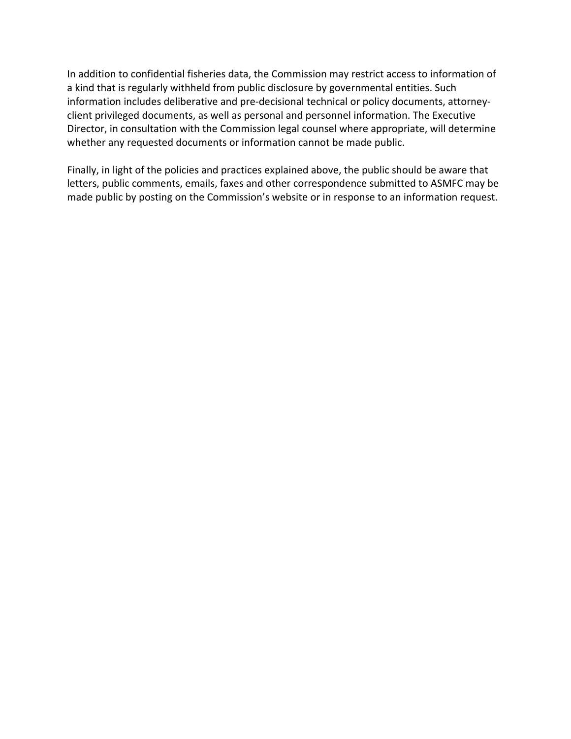In addition to confidential fisheries data, the Commission may restrict access to information of a kind that is regularly withheld from public disclosure by governmental entities. Such information includes deliberative and pre-decisional technical or policy documents, attorney-client privileged documents, as well as personal and personnel information. The Executive Director, in consultation with the Commission legal counsel where appropriate, will determine whether any requested documents or information cannot be made public.

Finally, in light of the policies and practices explained above, the public should be aware that letters, public comments, emails, faxes and other correspondence submitted to ASMFC may be made public by posting on the Commission's website or in response to an information request.